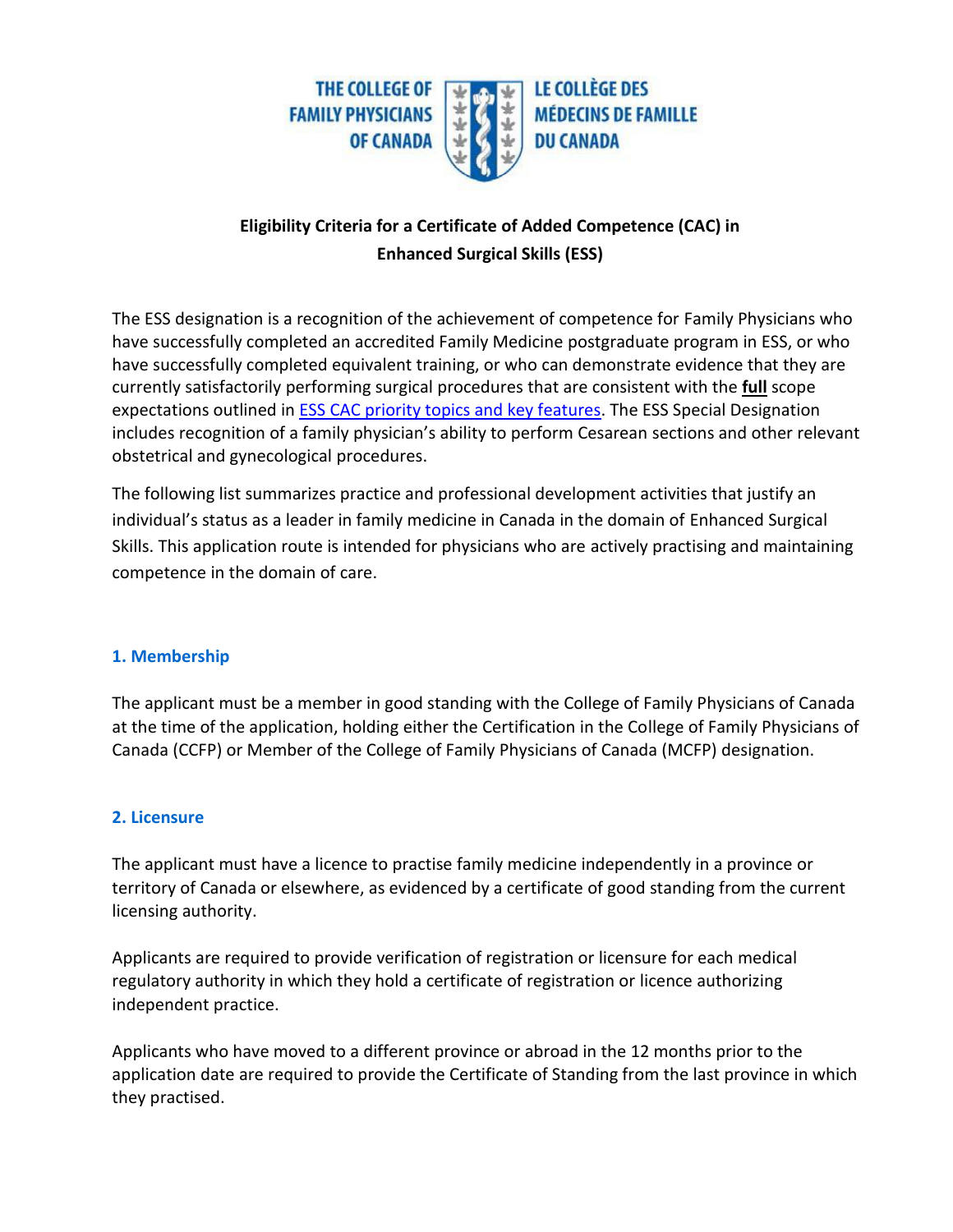THE COLLEGE OF FAMILY PHYSICIANS OF CANADA | LE COLLÈGE DES MÉDECINS DE FAMILLE DU CANADA

# Eligibility Criteria for a Certificate of Added Competence (CAC) in Enhanced Surgical Skills (ESS)

The ESS designation is a recognition of the achievement of competence for Family Physicians who have successfully completed an accredited Family Medicine postgraduate program in ESS, or who have successfully completed equivalent training, or who can demonstrate evidence that they are currently satisfactorily performing surgical procedures that are consistent with the **full** scope expectations outlined in ESS CAC priority topics and key features. The ESS Special Designation includes recognition of a family physician's ability to perform Cesarean sections and other relevant obstetrical and gynecological procedures.

The following list summarizes practice and professional development activities that justify an individual's status as a leader in family medicine in Canada in the domain of Enhanced Surgical Skills. This application route is intended for physicians who are actively practising and maintaining competence in the domain of care.

## 1. Membership

The applicant must be a member in good standing with the College of Family Physicians of Canada at the time of the application, holding either the Certification in the College of Family Physicians of Canada (CCFP) or Member of the College of Family Physicians of Canada (MCFP) designation.

## 2. Licensure

The applicant must have a licence to practise family medicine independently in a province or territory of Canada or elsewhere, as evidenced by a certificate of good standing from the current licensing authority.

Applicants are required to provide verification of registration or licensure for each medical regulatory authority in which they hold a certificate of registration or licence authorizing independent practice.

Applicants who have moved to a different province or abroad in the 12 months prior to the application date are required to provide the Certificate of Standing from the last province in which they practised.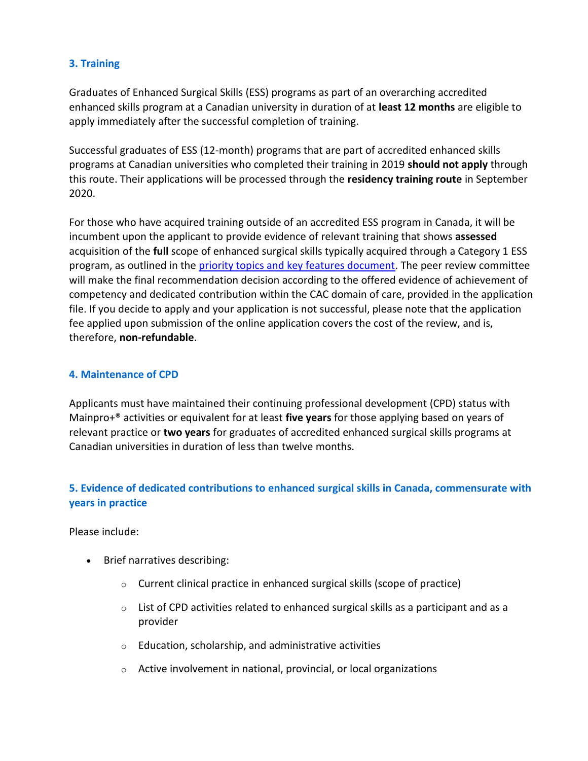### 3. Training

Graduates of Enhanced Surgical Skills (ESS) programs as part of an overarching accredited enhanced skills program at a Canadian university in duration of at **least 12 months** are eligible to apply immediately after the successful completion of training.

Successful graduates of ESS (12-month) programs that are part of accredited enhanced skills programs at Canadian universities who completed their training in 2019 **should not apply** through this route. Their applications will be processed through the **residency training route** in September 2020.

For those who have acquired training outside of an accredited ESS program in Canada, it will be incumbent upon the applicant to provide evidence of relevant training that shows **assessed** acquisition of the **full** scope of enhanced surgical skills typically acquired through a Category 1 ESS program, as outlined in the priority topics and key features document. The peer review committee will make the final recommendation decision according to the offered evidence of achievement of competency and dedicated contribution within the CAC domain of care, provided in the application file. If you decide to apply and your application is not successful, please note that the application fee applied upon submission of the online application covers the cost of the review, and is, therefore, **non-refundable**.

### 4. Maintenance of CPD

Applicants must have maintained their continuing professional development (CPD) status with Mainpro+® activities or equivalent for at least **five years** for those applying based on years of relevant practice or **two years** for graduates of accredited enhanced surgical skills programs at Canadian universities in duration of less than twelve months.

### 5. Evidence of dedicated contributions to enhanced surgical skills in Canada, commensurate with years in practice

Please include:

- Brief narratives describing:
  - Current clinical practice in enhanced surgical skills (scope of practice)
  - List of CPD activities related to enhanced surgical skills as a participant and as a provider
  - Education, scholarship, and administrative activities
  - Active involvement in national, provincial, or local organizations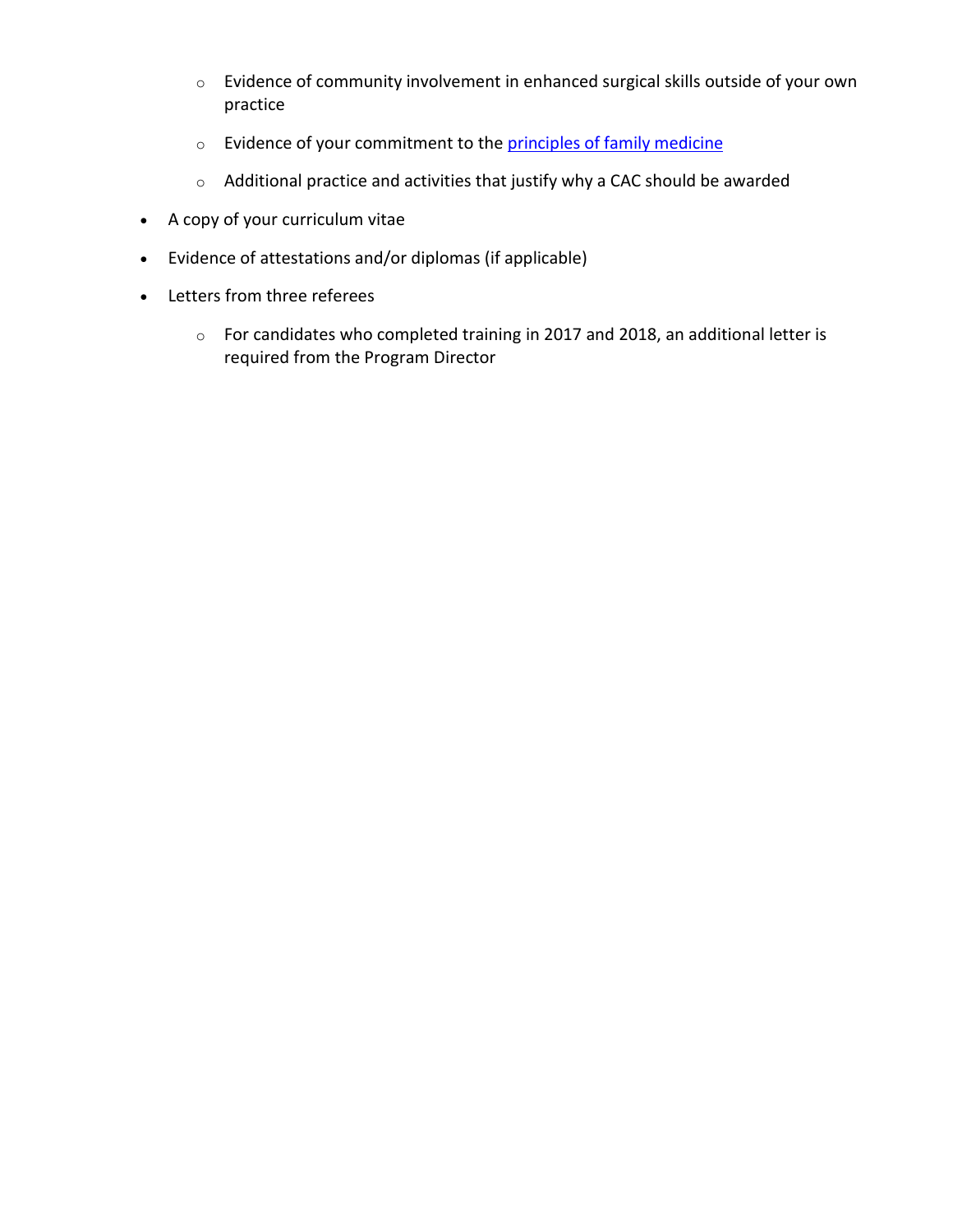- Evidence of community involvement in enhanced surgical skills outside of your own practice
    - Evidence of your commitment to the principles of family medicine
    - Additional practice and activities that justify why a CAC should be awarded
- A copy of your curriculum vitae
- Evidence of attestations and/or diplomas (if applicable)
- Letters from three referees
    - For candidates who completed training in 2017 and 2018, an additional letter is required from the Program Director